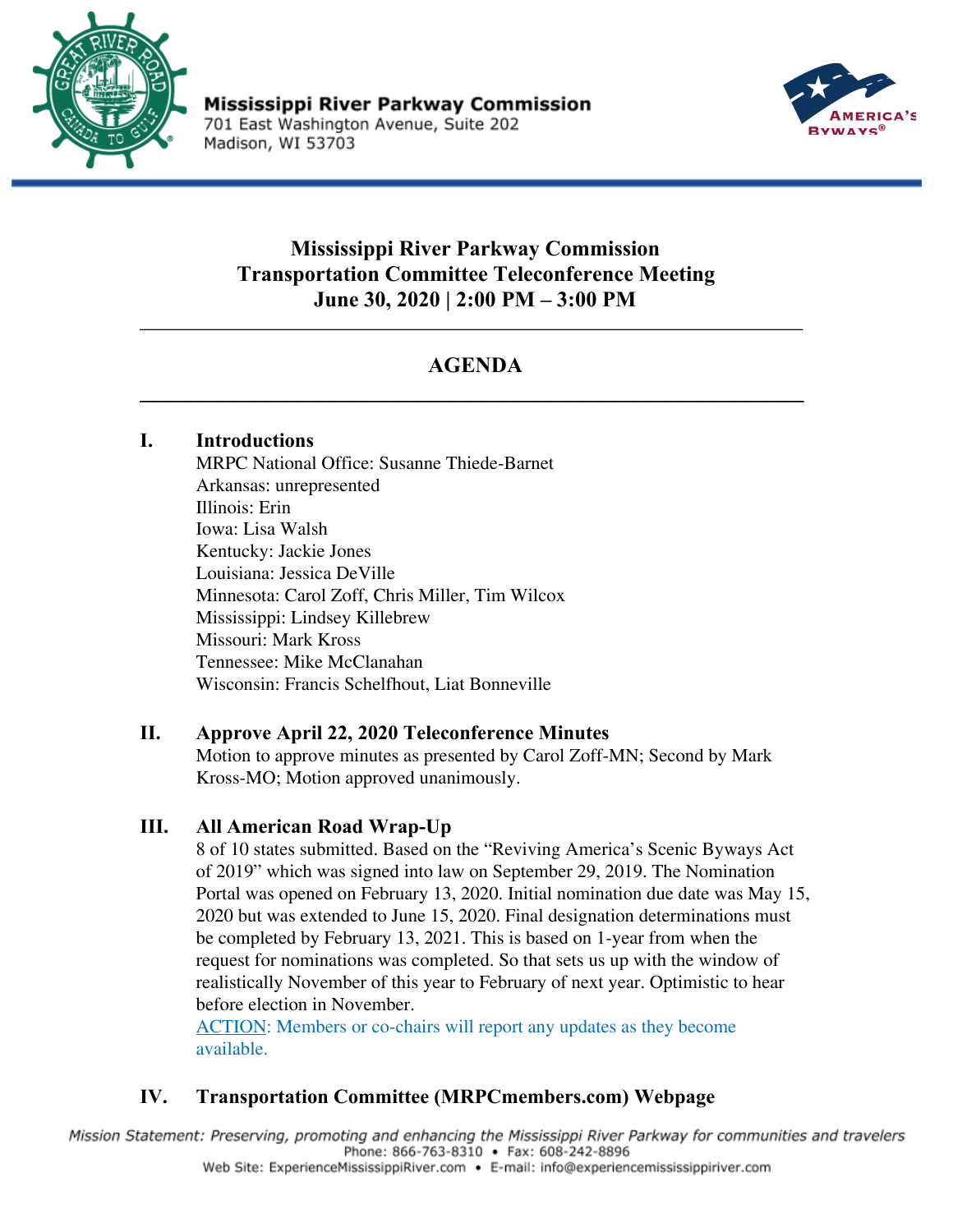Mississippi River Parkway Commission
701 East Washington Avenue, Suite 202
Madison, WI 53703

# Mississippi River Parkway Commission
# Transportation Committee Teleconference Meeting
# June 30, 2020 | 2:00 PM – 3:00 PM

## AGENDA

## I. Introductions

MRPC National Office: Susanne Thiede-Barnet
Arkansas: unrepresented
Illinois: Erin
Iowa: Lisa Walsh
Kentucky: Jackie Jones
Louisiana: Jessica DeVille
Minnesota: Carol Zoff, Chris Miller, Tim Wilcox
Mississippi: Lindsey Killebrew
Missouri: Mark Kross
Tennessee: Mike McClanahan
Wisconsin: Francis Schelfhout, Liat Bonneville

## II. Approve April 22, 2020 Teleconference Minutes

Motion to approve minutes as presented by Carol Zoff-MN; Second by Mark Kross-MO; Motion approved unanimously.

## III. All American Road Wrap-Up

8 of 10 states submitted. Based on the "Reviving America's Scenic Byways Act of 2019" which was signed into law on September 29, 2019. The Nomination Portal was opened on February 13, 2020. Initial nomination due date was May 15, 2020 but was extended to June 15, 2020. Final designation determinations must be completed by February 13, 2021. This is based on 1-year from when the request for nominations was completed. So that sets us up with the window of realistically November of this year to February of next year. Optimistic to hear before election in November.

ACTION: Members or co-chairs will report any updates as they become available.

## IV. Transportation Committee (MRPCmembers.com) Webpage

*Mission Statement: Preserving, promoting and enhancing the Mississippi River Parkway for communities and travelers*
Phone: 866-763-8310 • Fax: 608-242-8896
Web Site: ExperienceMississippiRiver.com • E-mail: info@experiencemississippiriver.com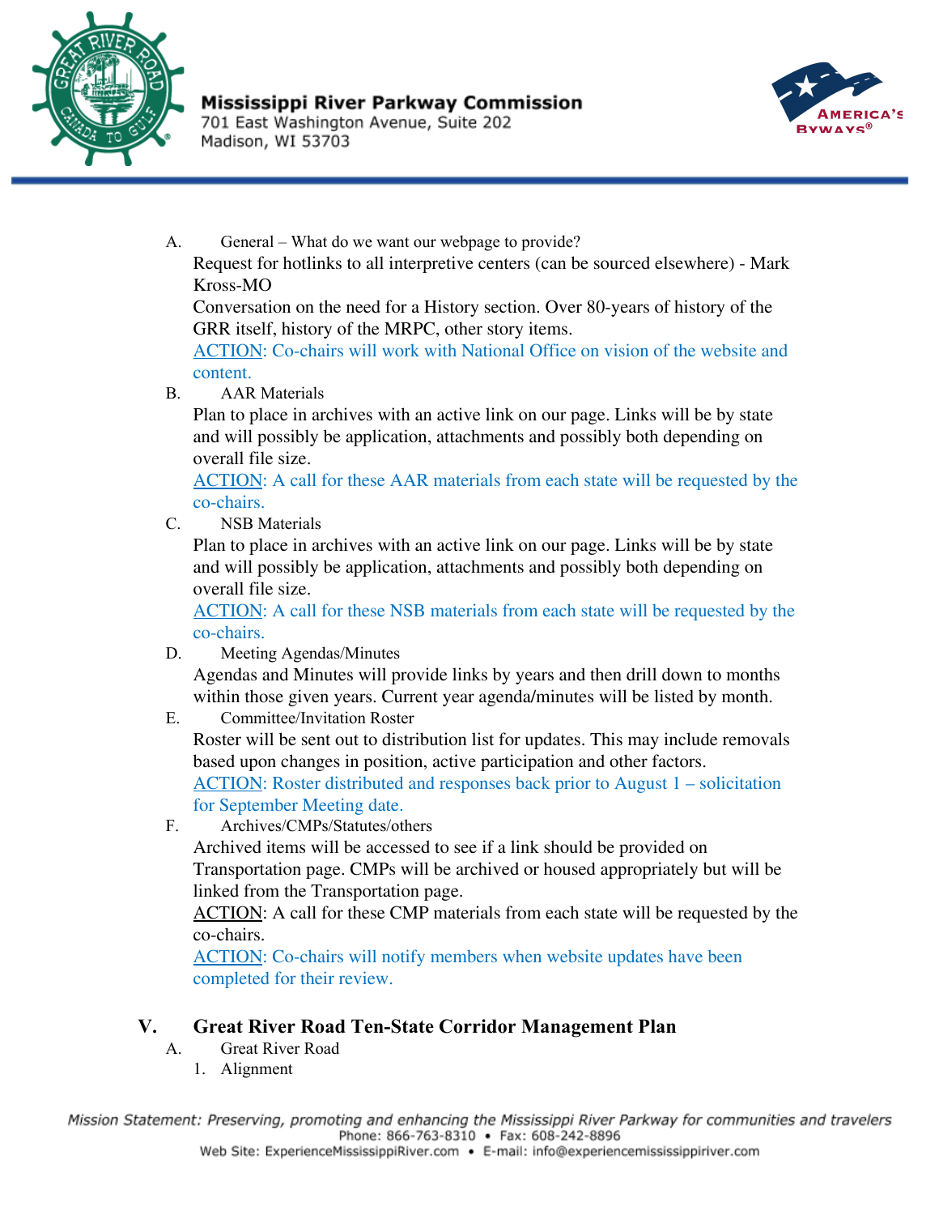A. General – What do we want our webpage to provide?

Request for hotlinks to all interpretive centers (can be sourced elsewhere) - Mark Kross-MO

Conversation on the need for a History section. Over 80-years of history of the GRR itself, history of the MRPC, other story items.

ACTION: Co-chairs will work with National Office on vision of the website and content.

B. AAR Materials

Plan to place in archives with an active link on our page. Links will be by state and will possibly be application, attachments and possibly both depending on overall file size.

ACTION: A call for these AAR materials from each state will be requested by the co-chairs.

C. NSB Materials

Plan to place in archives with an active link on our page. Links will be by state and will possibly be application, attachments and possibly both depending on overall file size.

ACTION: A call for these NSB materials from each state will be requested by the co-chairs.

D. Meeting Agendas/Minutes

Agendas and Minutes will provide links by years and then drill down to months within those given years. Current year agenda/minutes will be listed by month.

E. Committee/Invitation Roster

Roster will be sent out to distribution list for updates. This may include removals based upon changes in position, active participation and other factors.

ACTION: Roster distributed and responses back prior to August 1 – solicitation for September Meeting date.

F. Archives/CMPs/Statutes/others

Archived items will be accessed to see if a link should be provided on Transportation page. CMPs will be archived or housed appropriately but will be linked from the Transportation page.

ACTION: A call for these CMP materials from each state will be requested by the co-chairs.

ACTION: Co-chairs will notify members when website updates have been completed for their review.

## V. Great River Road Ten-State Corridor Management Plan

A. Great River Road

1. Alignment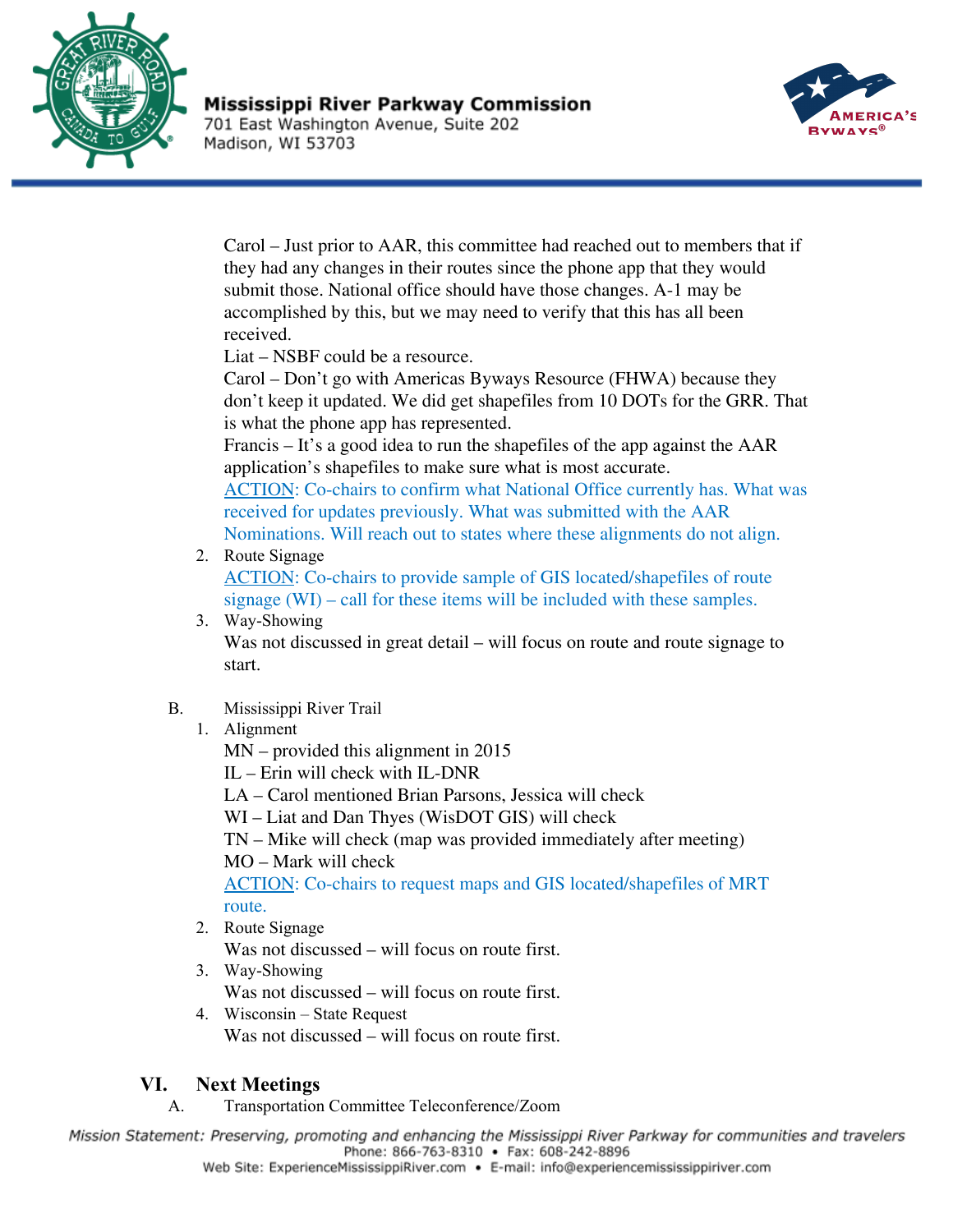Carol – Just prior to AAR, this committee had reached out to members that if they had any changes in their routes since the phone app that they would submit those. National office should have those changes. A-1 may be accomplished by this, but we may need to verify that this has all been received.

Liat – NSBF could be a resource.

Carol – Don't go with Americas Byways Resource (FHWA) because they don't keep it updated. We did get shapefiles from 10 DOTs for the GRR. That is what the phone app has represented.

Francis – It's a good idea to run the shapefiles of the app against the AAR application's shapefiles to make sure what is most accurate.

ACTION: Co-chairs to confirm what National Office currently has. What was received for updates previously. What was submitted with the AAR Nominations. Will reach out to states where these alignments do not align.

2. Route Signage

   ACTION: Co-chairs to provide sample of GIS located/shapefiles of route signage (WI) – call for these items will be included with these samples.

3. Way-Showing

   Was not discussed in great detail – will focus on route and route signage to start.

B. Mississippi River Trail

1. Alignment

   MN – provided this alignment in 2015
   IL – Erin will check with IL-DNR
   LA – Carol mentioned Brian Parsons, Jessica will check
   WI – Liat and Dan Thyes (WisDOT GIS) will check
   TN – Mike will check (map was provided immediately after meeting)
   MO – Mark will check

   ACTION: Co-chairs to request maps and GIS located/shapefiles of MRT route.

2. Route Signage

   Was not discussed – will focus on route first.

3. Way-Showing

   Was not discussed – will focus on route first.

4. Wisconsin – State Request

   Was not discussed – will focus on route first.

## VI. Next Meetings

A. Transportation Committee Teleconference/Zoom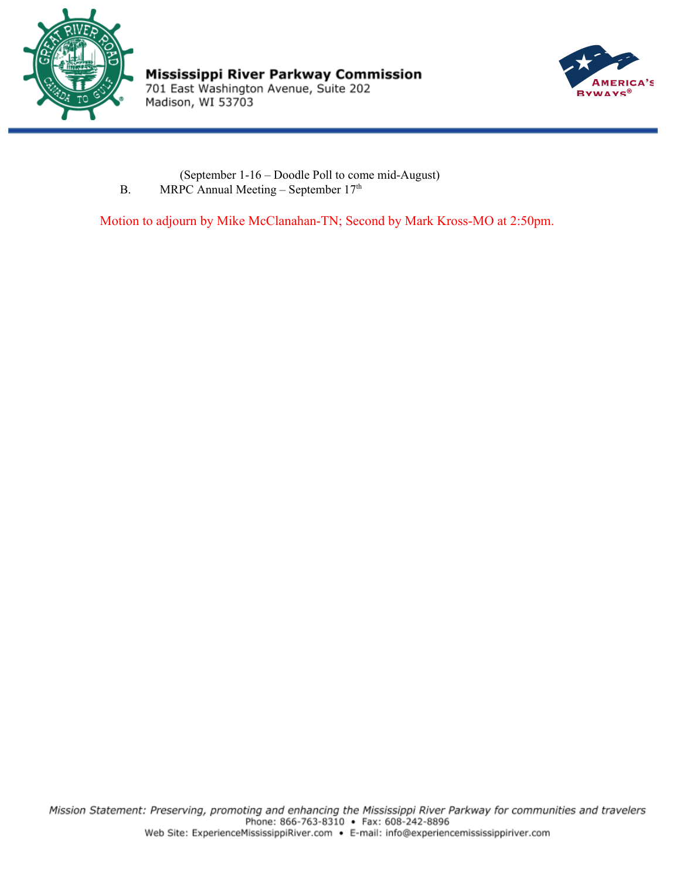(September 1-16 – Doodle Poll to come mid-August)

B. MRPC Annual Meeting – September 17th

Motion to adjourn by Mike McClanahan-TN; Second by Mark Kross-MO at 2:50pm.